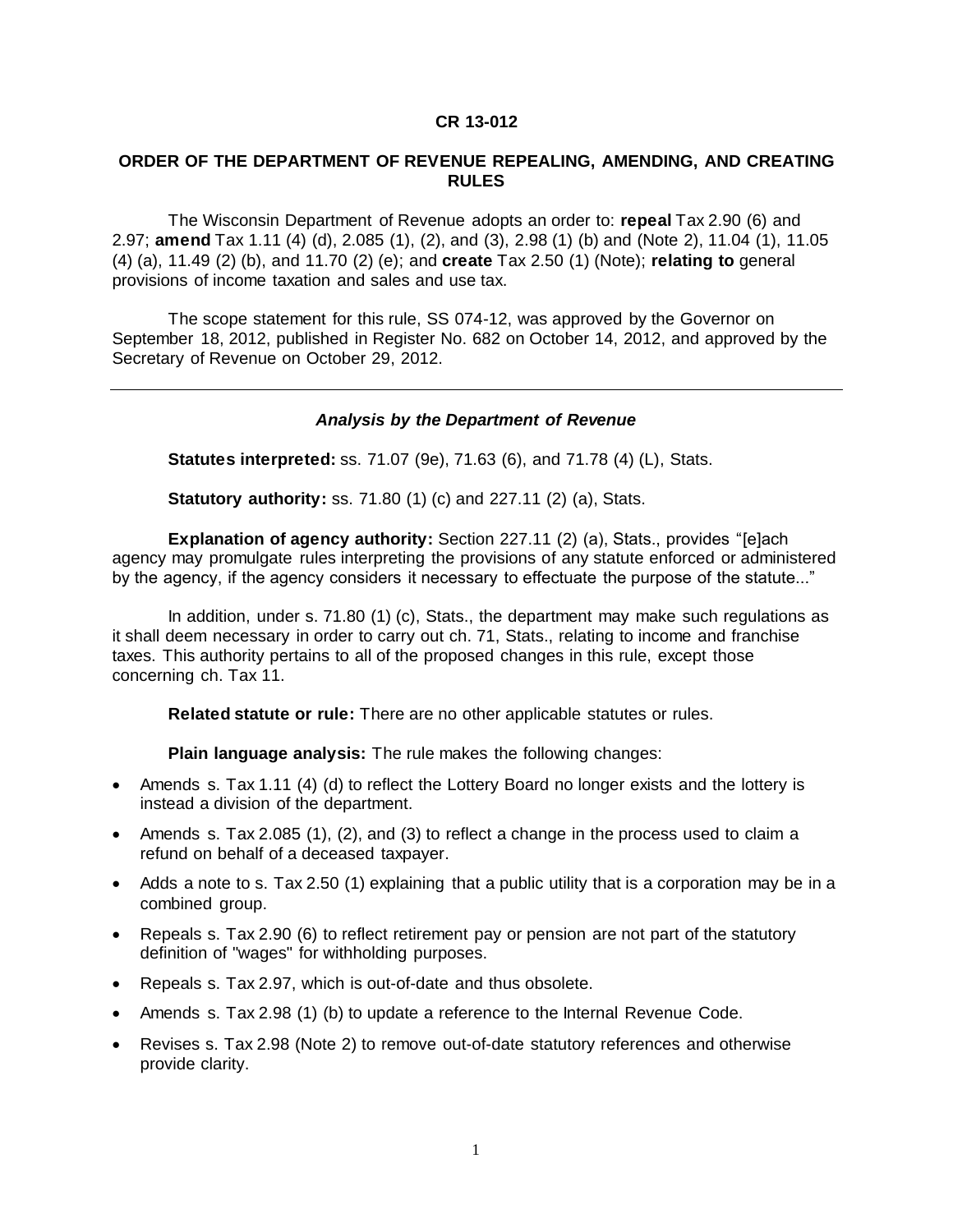**CR 13-012**

**ORDER OF THE DEPARTMENT OF REVENUE REPEALING, AMENDING, AND CREATING RULES**

The Wisconsin Department of Revenue adopts an order to: **repeal** Tax 2.90 (6) and 2.97; **amend** Tax 1.11 (4) (d), 2.085 (1), (2), and (3), 2.98 (1) (b) and (Note 2), 11.04 (1), 11.05 (4) (a), 11.49 (2) (b), and 11.70 (2) (e); and **create** Tax 2.50 (1) (Note); **relating to** general provisions of income taxation and sales and use tax.

The scope statement for this rule, SS 074-12, was approved by the Governor on September 18, 2012, published in Register No. 682 on October 14, 2012, and approved by the Secretary of Revenue on October 29, 2012.

---

***Analysis by the Department of Revenue***

**Statutes interpreted:** ss. 71.07 (9e), 71.63 (6), and 71.78 (4) (L), Stats.

**Statutory authority:** ss. 71.80 (1) (c) and 227.11 (2) (a), Stats.

**Explanation of agency authority:** Section 227.11 (2) (a), Stats., provides "[e]ach agency may promulgate rules interpreting the provisions of any statute enforced or administered by the agency, if the agency considers it necessary to effectuate the purpose of the statute..."

In addition, under s. 71.80 (1) (c), Stats., the department may make such regulations as it shall deem necessary in order to carry out ch. 71, Stats., relating to income and franchise taxes. This authority pertains to all of the proposed changes in this rule, except those concerning ch. Tax 11.

**Related statute or rule:** There are no other applicable statutes or rules.

**Plain language analysis:** The rule makes the following changes:

- Amends s. Tax 1.11 (4) (d) to reflect the Lottery Board no longer exists and the lottery is instead a division of the department.
- Amends s. Tax 2.085 (1), (2), and (3) to reflect a change in the process used to claim a refund on behalf of a deceased taxpayer.
- Adds a note to s. Tax 2.50 (1) explaining that a public utility that is a corporation may be in a combined group.
- Repeals s. Tax 2.90 (6) to reflect retirement pay or pension are not part of the statutory definition of "wages" for withholding purposes.
- Repeals s. Tax 2.97, which is out-of-date and thus obsolete.
- Amends s. Tax 2.98 (1) (b) to update a reference to the Internal Revenue Code.
- Revises s. Tax 2.98 (Note 2) to remove out-of-date statutory references and otherwise provide clarity.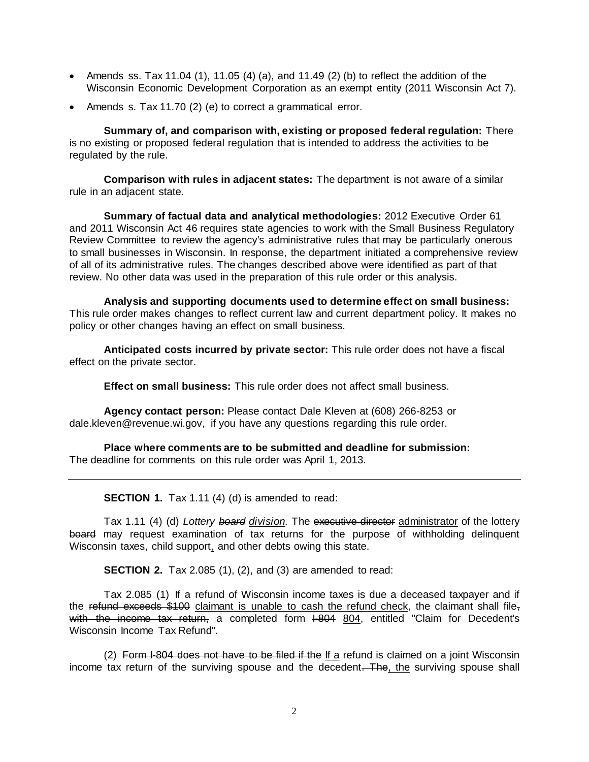- Amends ss. Tax 11.04 (1), 11.05 (4) (a), and 11.49 (2) (b) to reflect the addition of the Wisconsin Economic Development Corporation as an exempt entity (2011 Wisconsin Act 7).
- Amends s. Tax 11.70 (2) (e) to correct a grammatical error.

**Summary of, and comparison with, existing or proposed federal regulation:** There is no existing or proposed federal regulation that is intended to address the activities to be regulated by the rule.

**Comparison with rules in adjacent states:** The department is not aware of a similar rule in an adjacent state.

**Summary of factual data and analytical methodologies:** 2012 Executive Order 61 and 2011 Wisconsin Act 46 requires state agencies to work with the Small Business Regulatory Review Committee to review the agency's administrative rules that may be particularly onerous to small businesses in Wisconsin. In response, the department initiated a comprehensive review of all of its administrative rules. The changes described above were identified as part of that review. No other data was used in the preparation of this rule order or this analysis.

**Analysis and supporting documents used to determine effect on small business:** This rule order makes changes to reflect current law and current department policy. It makes no policy or other changes having an effect on small business.

**Anticipated costs incurred by private sector:** This rule order does not have a fiscal effect on the private sector.

**Effect on small business:** This rule order does not affect small business.

**Agency contact person:** Please contact Dale Kleven at (608) 266-8253 or dale.kleven@revenue.wi.gov, if you have any questions regarding this rule order.

**Place where comments are to be submitted and deadline for submission:** The deadline for comments on this rule order was April 1, 2013.

---

**SECTION 1.** Tax 1.11 (4) (d) is amended to read:

Tax 1.11 (4) (d) *Lottery ~~board~~ <u>division</u>.* The ~~executive director~~ <u>administrator</u> of the lottery ~~board~~ may request examination of tax returns for the purpose of withholding delinquent Wisconsin taxes, child support<u>,</u> and other debts owing this state.

**SECTION 2.** Tax 2.085 (1), (2), and (3) are amended to read:

Tax 2.085 (1) If a refund of Wisconsin income taxes is due a deceased taxpayer and if the ~~refund exceeds $100~~ <u>claimant is unable to cash the refund check</u>, the claimant shall file~~, with the income tax return,~~ a completed form ~~I-804~~ <u>804</u>, entitled "Claim for Decedent's Wisconsin Income Tax Refund".

(2) ~~Form I-804 does not have to be filed if the~~ <u>If a</u> refund is claimed on a joint Wisconsin income tax return of the surviving spouse and the decedent~~. The~~<u>, the</u> surviving spouse shall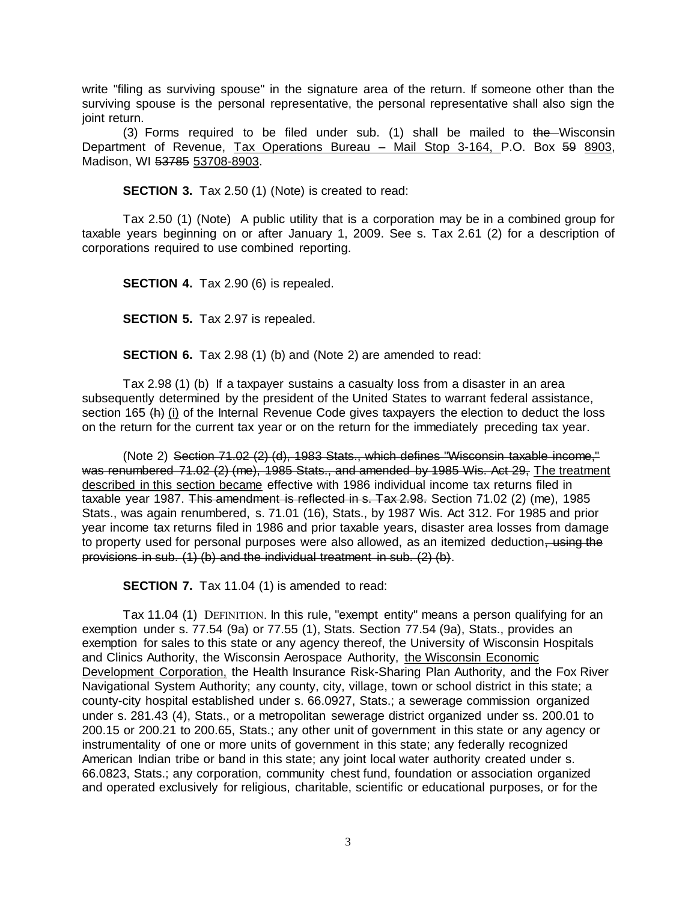write "filing as surviving spouse" in the signature area of the return. If someone other than the surviving spouse is the personal representative, the personal representative shall also sign the joint return.

(3) Forms required to be filed under sub. (1) shall be mailed to ~~the~~ Wisconsin Department of Revenue, <u>Tax Operations Bureau – Mail Stop 3-164,</u> P.O. Box ~~59~~ <u>8903</u>, Madison, WI ~~53785~~ <u>53708-8903</u>.

**SECTION 3.** Tax 2.50 (1) (Note) is created to read:

Tax 2.50 (1) (Note) A public utility that is a corporation may be in a combined group for taxable years beginning on or after January 1, 2009. See s. Tax 2.61 (2) for a description of corporations required to use combined reporting.

**SECTION 4.** Tax 2.90 (6) is repealed.

**SECTION 5.** Tax 2.97 is repealed.

**SECTION 6.** Tax 2.98 (1) (b) and (Note 2) are amended to read:

Tax 2.98 (1) (b) If a taxpayer sustains a casualty loss from a disaster in an area subsequently determined by the president of the United States to warrant federal assistance, section 165 ~~(h)~~ <u>(i)</u> of the Internal Revenue Code gives taxpayers the election to deduct the loss on the return for the current tax year or on the return for the immediately preceding tax year.

(Note 2) ~~Section 71.02 (2) (d), 1983 Stats., which defines "Wisconsin taxable income," was renumbered 71.02 (2) (me), 1985 Stats., and amended by 1985 Wis. Act 29,~~ <u>The treatment described in this section became</u> effective with 1986 individual income tax returns filed in taxable year 1987. ~~This amendment is reflected in s. Tax 2.98.~~ Section 71.02 (2) (me), 1985 Stats., was again renumbered, s. 71.01 (16), Stats., by 1987 Wis. Act 312. For 1985 and prior year income tax returns filed in 1986 and prior taxable years, disaster area losses from damage to property used for personal purposes were also allowed, as an itemized deduction~~, using the provisions in sub. (1) (b) and the individual treatment in sub. (2) (b)~~.

**SECTION 7.** Tax 11.04 (1) is amended to read:

Tax 11.04 (1) DEFINITION. In this rule, "exempt entity" means a person qualifying for an exemption under s. 77.54 (9a) or 77.55 (1), Stats. Section 77.54 (9a), Stats., provides an exemption for sales to this state or any agency thereof, the University of Wisconsin Hospitals and Clinics Authority, the Wisconsin Aerospace Authority, <u>the Wisconsin Economic Development Corporation,</u> the Health Insurance Risk-Sharing Plan Authority, and the Fox River Navigational System Authority; any county, city, village, town or school district in this state; a county-city hospital established under s. 66.0927, Stats.; a sewerage commission organized under s. 281.43 (4), Stats., or a metropolitan sewerage district organized under ss. 200.01 to 200.15 or 200.21 to 200.65, Stats.; any other unit of government in this state or any agency or instrumentality of one or more units of government in this state; any federally recognized American Indian tribe or band in this state; any joint local water authority created under s. 66.0823, Stats.; any corporation, community chest fund, foundation or association organized and operated exclusively for religious, charitable, scientific or educational purposes, or for the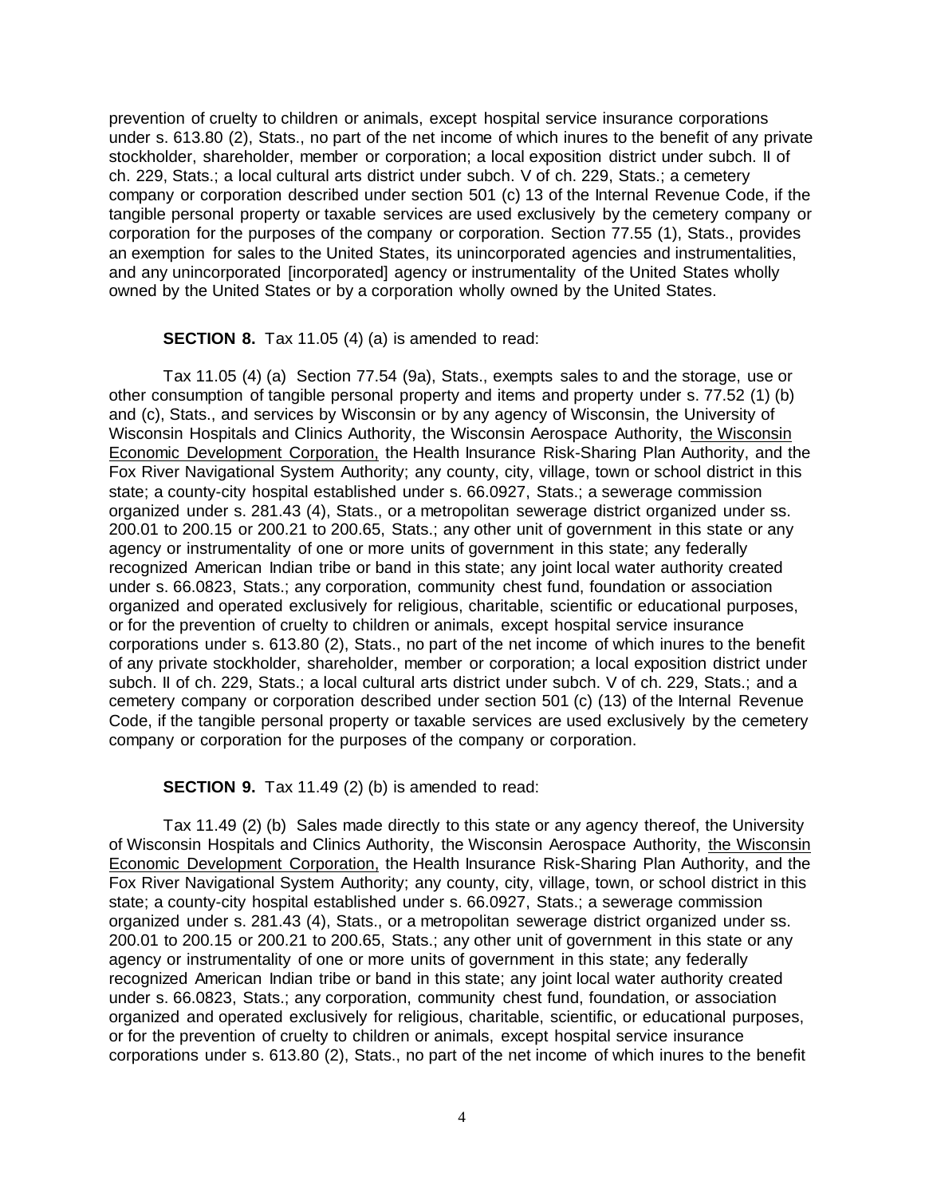prevention of cruelty to children or animals, except hospital service insurance corporations under s. 613.80 (2), Stats., no part of the net income of which inures to the benefit of any private stockholder, shareholder, member or corporation; a local exposition district under subch. II of ch. 229, Stats.; a local cultural arts district under subch. V of ch. 229, Stats.; a cemetery company or corporation described under section 501 (c) 13 of the Internal Revenue Code, if the tangible personal property or taxable services are used exclusively by the cemetery company or corporation for the purposes of the company or corporation. Section 77.55 (1), Stats., provides an exemption for sales to the United States, its unincorporated agencies and instrumentalities, and any unincorporated [incorporated] agency or instrumentality of the United States wholly owned by the United States or by a corporation wholly owned by the United States.

**SECTION 8.** Tax 11.05 (4) (a) is amended to read:

Tax 11.05 (4) (a) Section 77.54 (9a), Stats., exempts sales to and the storage, use or other consumption of tangible personal property and items and property under s. 77.52 (1) (b) and (c), Stats., and services by Wisconsin or by any agency of Wisconsin, the University of Wisconsin Hospitals and Clinics Authority, the Wisconsin Aerospace Authority, <u>the Wisconsin Economic Development Corporation,</u> the Health Insurance Risk-Sharing Plan Authority, and the Fox River Navigational System Authority; any county, city, village, town or school district in this state; a county-city hospital established under s. 66.0927, Stats.; a sewerage commission organized under s. 281.43 (4), Stats., or a metropolitan sewerage district organized under ss. 200.01 to 200.15 or 200.21 to 200.65, Stats.; any other unit of government in this state or any agency or instrumentality of one or more units of government in this state; any federally recognized American Indian tribe or band in this state; any joint local water authority created under s. 66.0823, Stats.; any corporation, community chest fund, foundation or association organized and operated exclusively for religious, charitable, scientific or educational purposes, or for the prevention of cruelty to children or animals, except hospital service insurance corporations under s. 613.80 (2), Stats., no part of the net income of which inures to the benefit of any private stockholder, shareholder, member or corporation; a local exposition district under subch. II of ch. 229, Stats.; a local cultural arts district under subch. V of ch. 229, Stats.; and a cemetery company or corporation described under section 501 (c) (13) of the Internal Revenue Code, if the tangible personal property or taxable services are used exclusively by the cemetery company or corporation for the purposes of the company or corporation.

**SECTION 9.** Tax 11.49 (2) (b) is amended to read:

Tax 11.49 (2) (b) Sales made directly to this state or any agency thereof, the University of Wisconsin Hospitals and Clinics Authority, the Wisconsin Aerospace Authority, <u>the Wisconsin Economic Development Corporation,</u> the Health Insurance Risk-Sharing Plan Authority, and the Fox River Navigational System Authority; any county, city, village, town, or school district in this state; a county-city hospital established under s. 66.0927, Stats.; a sewerage commission organized under s. 281.43 (4), Stats., or a metropolitan sewerage district organized under ss. 200.01 to 200.15 or 200.21 to 200.65, Stats.; any other unit of government in this state or any agency or instrumentality of one or more units of government in this state; any federally recognized American Indian tribe or band in this state; any joint local water authority created under s. 66.0823, Stats.; any corporation, community chest fund, foundation, or association organized and operated exclusively for religious, charitable, scientific, or educational purposes, or for the prevention of cruelty to children or animals, except hospital service insurance corporations under s. 613.80 (2), Stats., no part of the net income of which inures to the benefit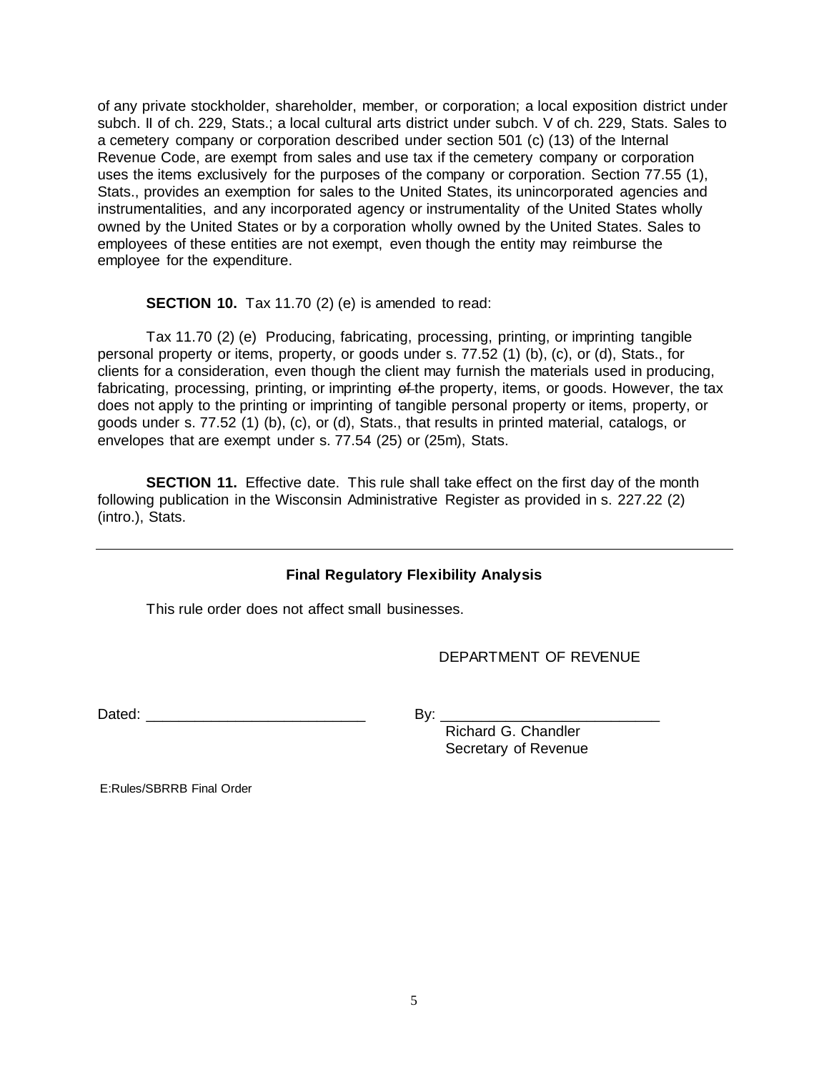of any private stockholder, shareholder, member, or corporation; a local exposition district under subch. II of ch. 229, Stats.; a local cultural arts district under subch. V of ch. 229, Stats. Sales to a cemetery company or corporation described under section 501 (c) (13) of the Internal Revenue Code, are exempt from sales and use tax if the cemetery company or corporation uses the items exclusively for the purposes of the company or corporation. Section 77.55 (1), Stats., provides an exemption for sales to the United States, its unincorporated agencies and instrumentalities, and any incorporated agency or instrumentality of the United States wholly owned by the United States or by a corporation wholly owned by the United States. Sales to employees of these entities are not exempt, even though the entity may reimburse the employee for the expenditure.

**SECTION 10.** Tax 11.70 (2) (e) is amended to read:

Tax 11.70 (2) (e) Producing, fabricating, processing, printing, or imprinting tangible personal property or items, property, or goods under s. 77.52 (1) (b), (c), or (d), Stats., for clients for a consideration, even though the client may furnish the materials used in producing, fabricating, processing, printing, or imprinting ~~of~~ the property, items, or goods. However, the tax does not apply to the printing or imprinting of tangible personal property or items, property, or goods under s. 77.52 (1) (b), (c), or (d), Stats., that results in printed material, catalogs, or envelopes that are exempt under s. 77.54 (25) or (25m), Stats.

**SECTION 11.** Effective date. This rule shall take effect on the first day of the month following publication in the Wisconsin Administrative Register as provided in s. 227.22 (2) (intro.), Stats.

---

**Final Regulatory Flexibility Analysis**

This rule order does not affect small businesses.

DEPARTMENT OF REVENUE

Dated: ___________________________ By: ___________________________

Richard G. Chandler
Secretary of Revenue

E:Rules/SBRRB Final Order